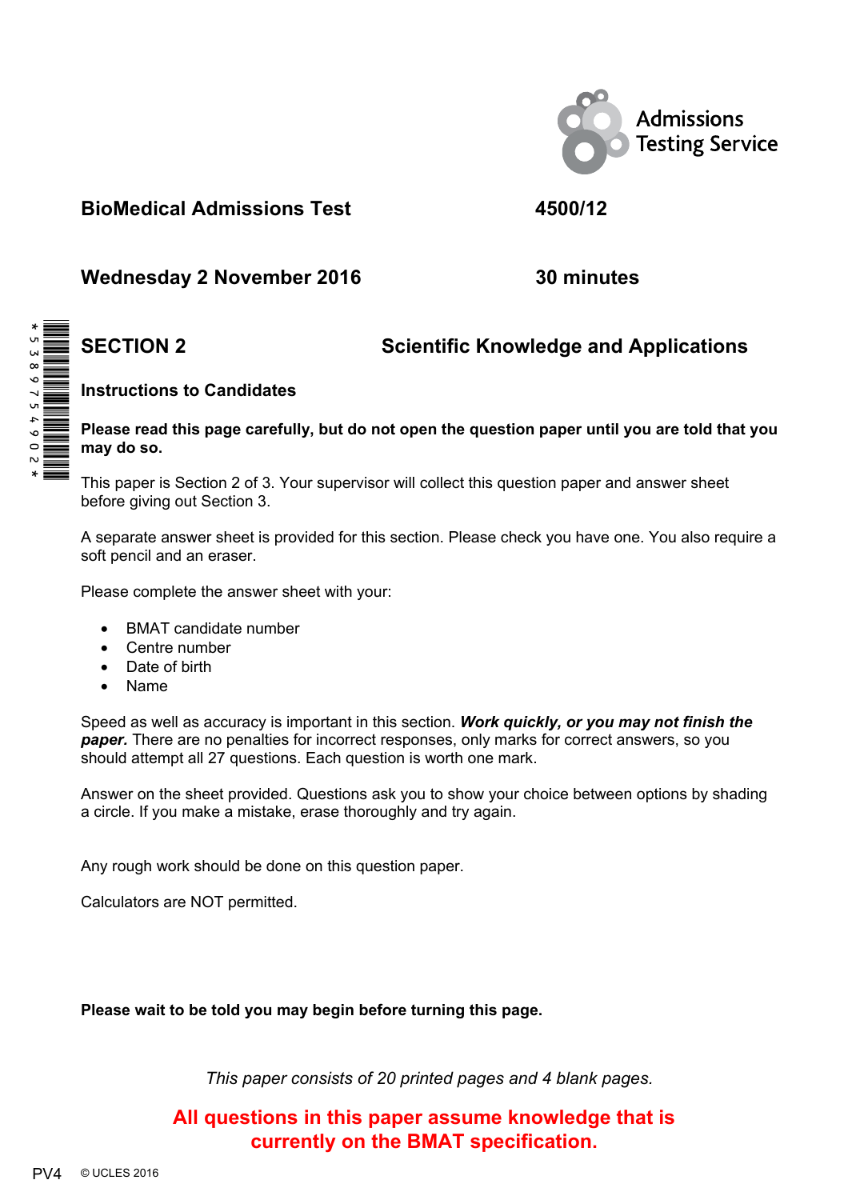Admissions Testing Service

**BioMedical Admissions Test** **4500/12**

**Wednesday 2 November 2016** **30 minutes**

## SECTION 2 Scientific Knowledge and Applications

**Instructions to Candidates**

**Please read this page carefully, but do not open the question paper until you are told that you may do so.**

This paper is Section 2 of 3. Your supervisor will collect this question paper and answer sheet before giving out Section 3.

A separate answer sheet is provided for this section. Please check you have one. You also require a soft pencil and an eraser.

Please complete the answer sheet with your:

- BMAT candidate number
- Centre number
- Date of birth
- Name

Speed as well as accuracy is important in this section. ***Work quickly, or you may not finish the paper.*** There are no penalties for incorrect responses, only marks for correct answers, so you should attempt all 27 questions. Each question is worth one mark.

Answer on the sheet provided. Questions ask you to show your choice between options by shading a circle. If you make a mistake, erase thoroughly and try again.

Any rough work should be done on this question paper.

Calculators are NOT permitted.

**Please wait to be told you may begin before turning this page.**

*This paper consists of 20 printed pages and 4 blank pages.*

**All questions in this paper assume knowledge that is currently on the BMAT specification.**

PV4 © UCLES 2016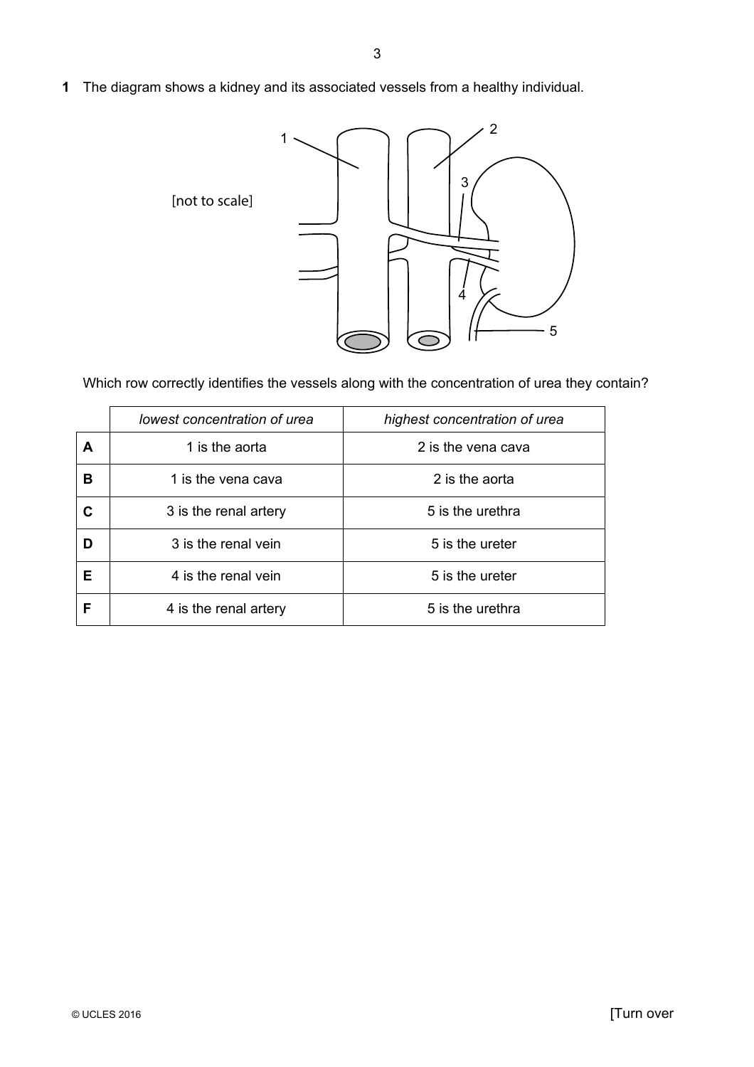**1** The diagram shows a kidney and its associated vessels from a healthy individual.

[not to scale]

Which row correctly identifies the vessels along with the concentration of urea they contain?

| | *lowest concentration of urea* | *highest concentration of urea* |
|---|---|---|
| **A** | 1 is the aorta | 2 is the vena cava |
| **B** | 1 is the vena cava | 2 is the aorta |
| **C** | 3 is the renal artery | 5 is the urethra |
| **D** | 3 is the renal vein | 5 is the ureter |
| **E** | 4 is the renal vein | 5 is the ureter |
| **F** | 4 is the renal artery | 5 is the urethra |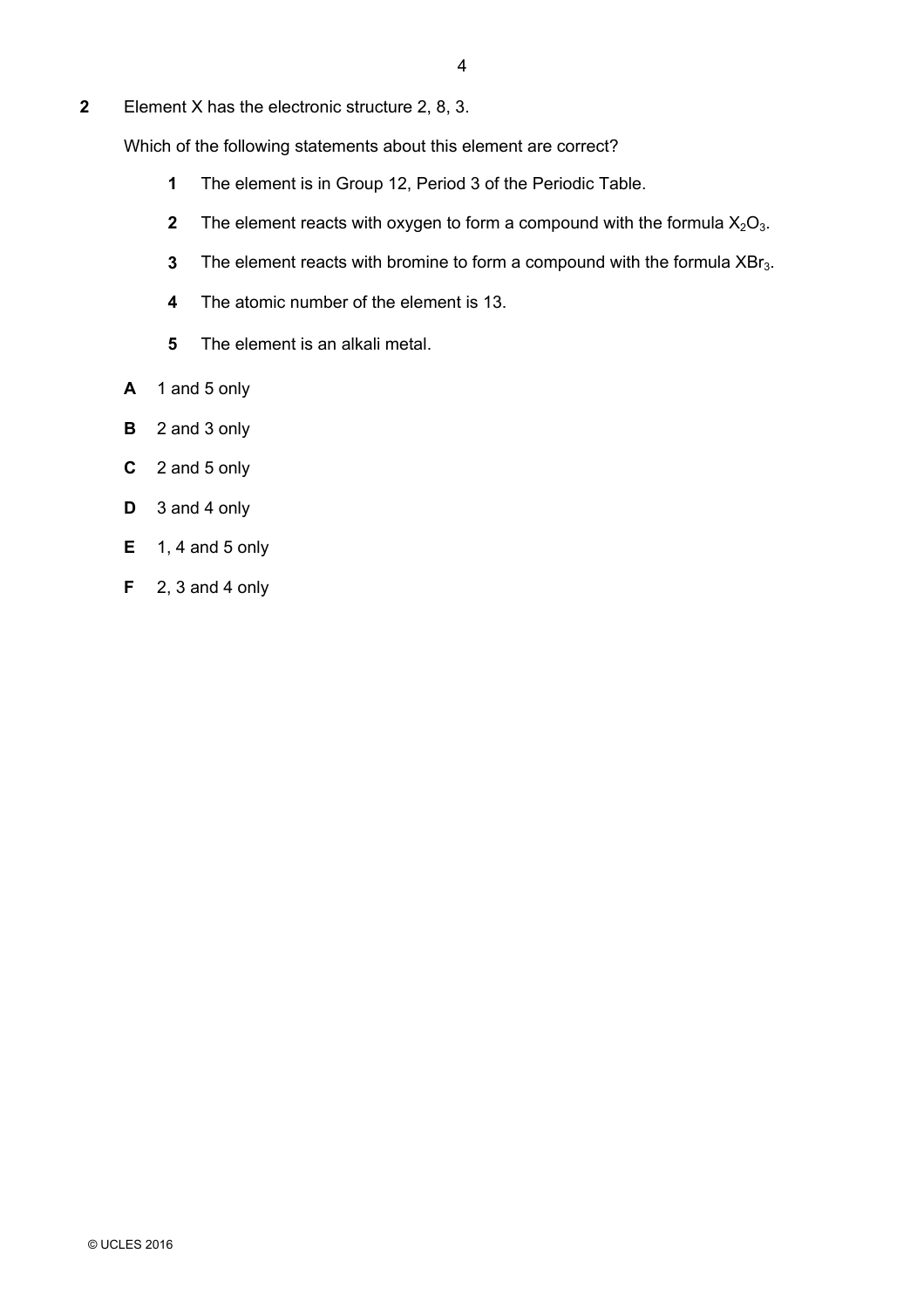**2** Element X has the electronic structure 2, 8, 3.

Which of the following statements about this element are correct?

**1** The element is in Group 12, Period 3 of the Periodic Table.

**2** The element reacts with oxygen to form a compound with the formula $X_2O_3$.

**3** The element reacts with bromine to form a compound with the formula $XBr_3$.

**4** The atomic number of the element is 13.

**5** The element is an alkali metal.

**A** 1 and 5 only

**B** 2 and 3 only

**C** 2 and 5 only

**D** 3 and 4 only

**E** 1, 4 and 5 only

**F** 2, 3 and 4 only

© UCLES 2016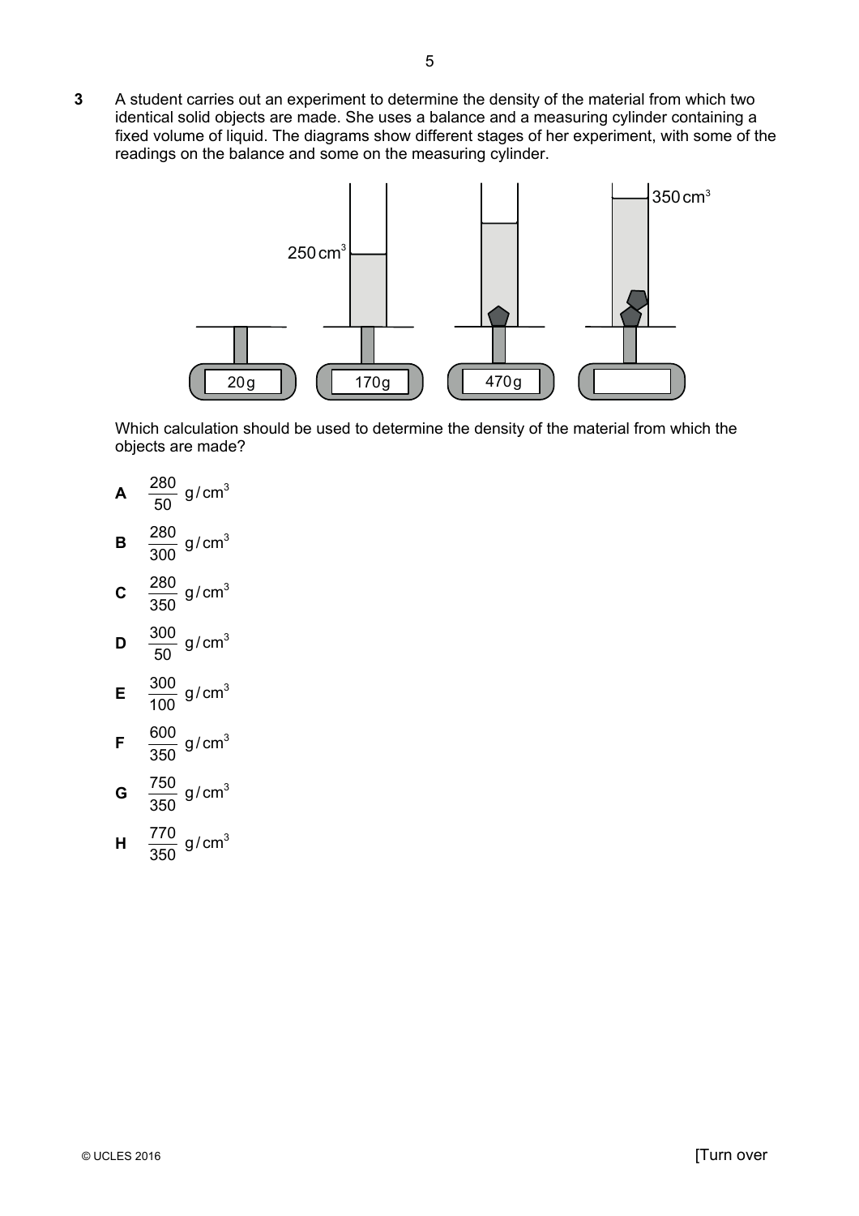**3** A student carries out an experiment to determine the density of the material from which two identical solid objects are made. She uses a balance and a measuring cylinder containing a fixed volume of liquid. The diagrams show different stages of her experiment, with some of the readings on the balance and some on the measuring cylinder.

Which calculation should be used to determine the density of the material from which the objects are made?

**A** $\frac{280}{50}$ g/cm$^3$

**B** $\frac{280}{300}$ g/cm$^3$

**C** $\frac{280}{350}$ g/cm$^3$

**D** $\frac{300}{50}$ g/cm$^3$

**E** $\frac{300}{100}$ g/cm$^3$

**F** $\frac{600}{350}$ g/cm$^3$

**G** $\frac{750}{350}$ g/cm$^3$

**H** $\frac{770}{350}$ g/cm$^3$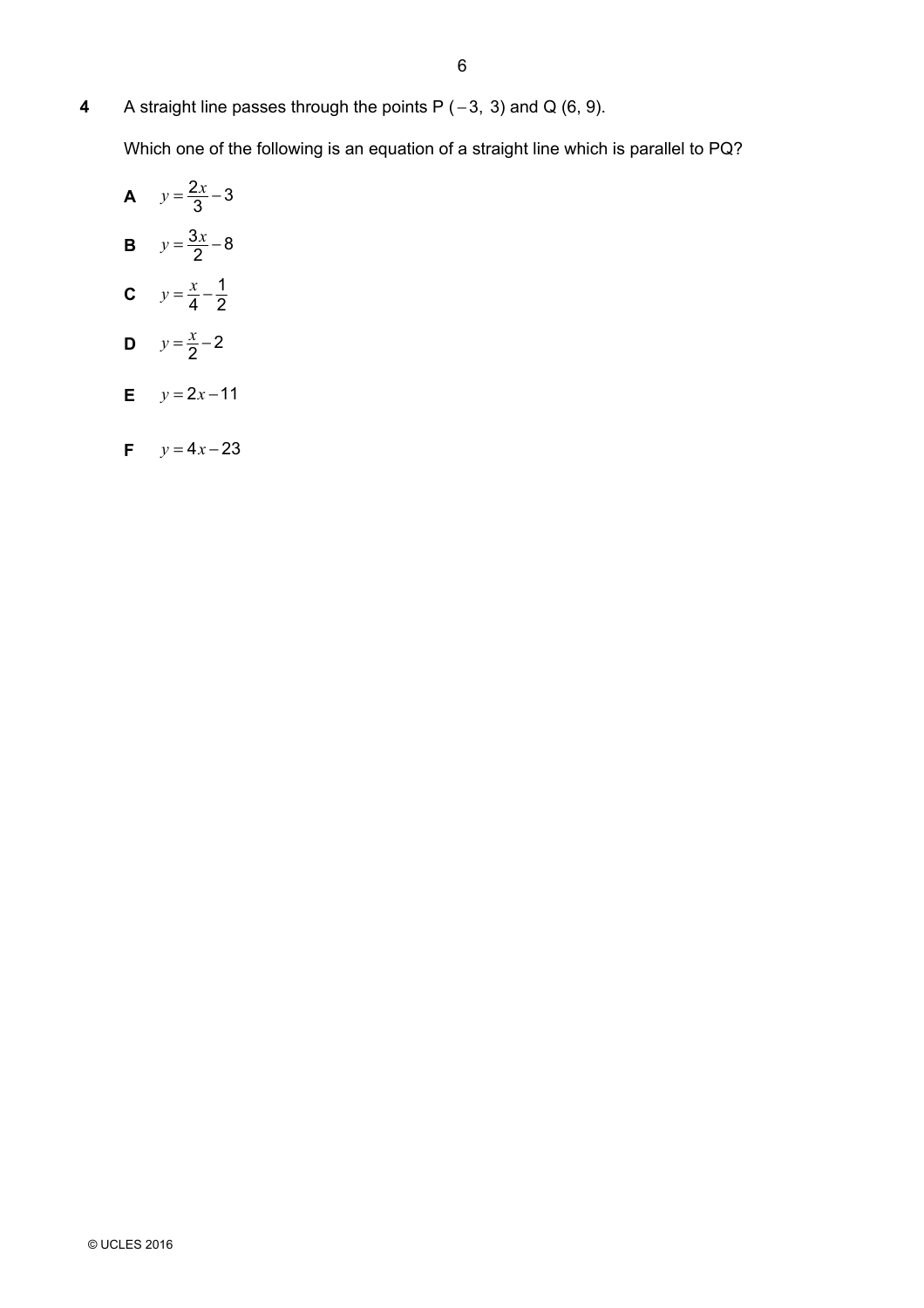**4** A straight line passes through the points P $(-3,\ 3)$ and Q $(6,\ 9)$.

Which one of the following is an equation of a straight line which is parallel to PQ?

**A** $y = \dfrac{2x}{3} - 3$

**B** $y = \dfrac{3x}{2} - 8$

**C** $y = \dfrac{x}{4} - \dfrac{1}{2}$

**D** $y = \dfrac{x}{2} - 2$

**E** $y = 2x - 11$

**F** $y = 4x - 23$

© UCLES 2016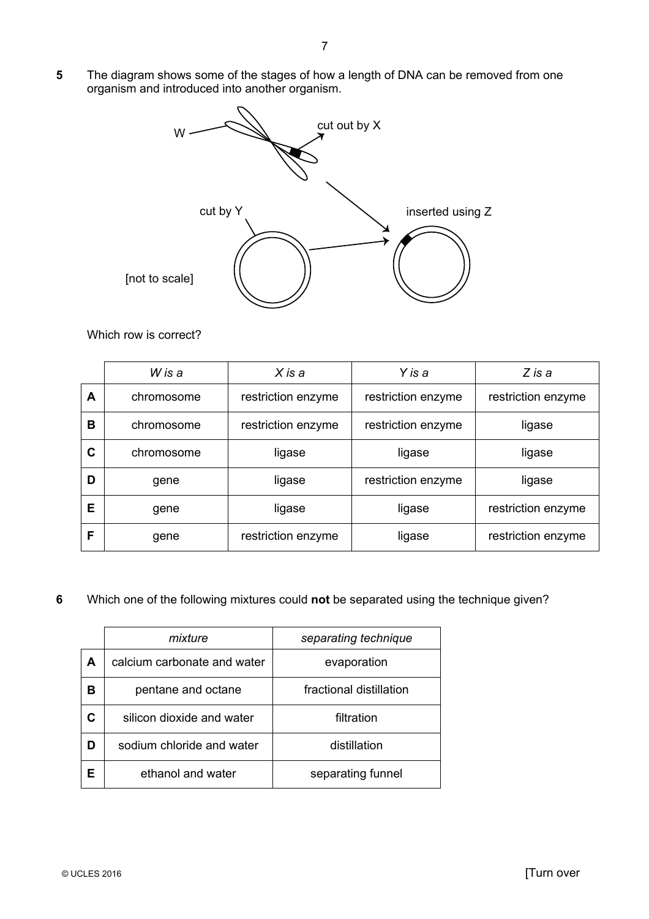**5** The diagram shows some of the stages of how a length of DNA can be removed from one organism and introduced into another organism.

W

cut out by X

cut by Y

inserted using Z

[not to scale]

Which row is correct?

| | *W is a* | *X is a* | *Y is a* | *Z is a* |
|---|---|---|---|---|
| **A** | chromosome | restriction enzyme | restriction enzyme | restriction enzyme |
| **B** | chromosome | restriction enzyme | restriction enzyme | ligase |
| **C** | chromosome | ligase | ligase | ligase |
| **D** | gene | ligase | restriction enzyme | ligase |
| **E** | gene | ligase | ligase | restriction enzyme |
| **F** | gene | restriction enzyme | ligase | restriction enzyme |

**6** Which one of the following mixtures could **not** be separated using the technique given?

| | *mixture* | *separating technique* |
|---|---|---|
| **A** | calcium carbonate and water | evaporation |
| **B** | pentane and octane | fractional distillation |
| **C** | silicon dioxide and water | filtration |
| **D** | sodium chloride and water | distillation |
| **E** | ethanol and water | separating funnel |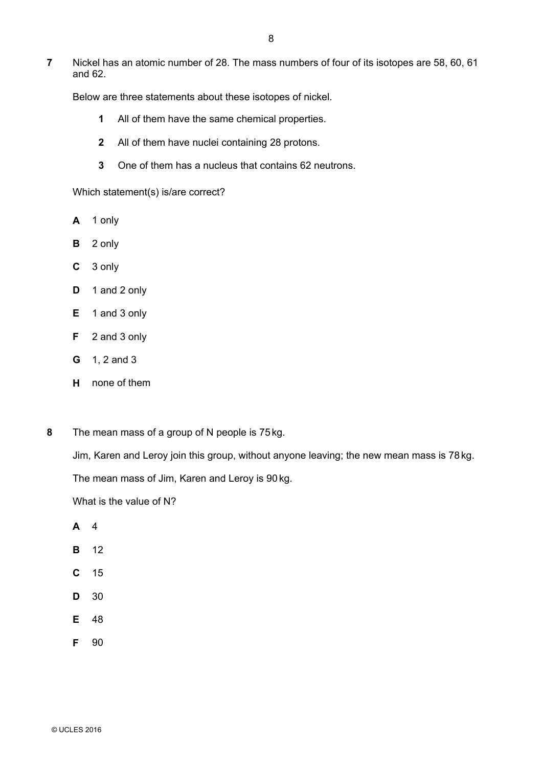**7** Nickel has an atomic number of 28. The mass numbers of four of its isotopes are 58, 60, 61 and 62.

Below are three statements about these isotopes of nickel.

**1** All of them have the same chemical properties.

**2** All of them have nuclei containing 28 protons.

**3** One of them has a nucleus that contains 62 neutrons.

Which statement(s) is/are correct?

**A** 1 only

**B** 2 only

**C** 3 only

**D** 1 and 2 only

**E** 1 and 3 only

**F** 2 and 3 only

**G** 1, 2 and 3

**H** none of them

**8** The mean mass of a group of N people is 75 kg.

Jim, Karen and Leroy join this group, without anyone leaving; the new mean mass is 78 kg.

The mean mass of Jim, Karen and Leroy is 90 kg.

What is the value of N?

**A** 4

**B** 12

**C** 15

**D** 30

**E** 48

**F** 90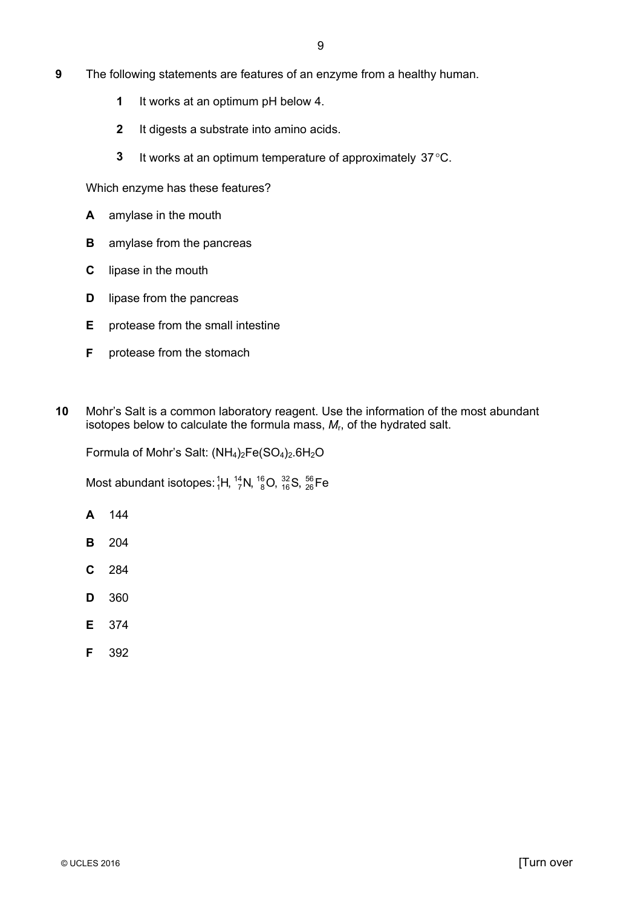**9** The following statements are features of an enzyme from a healthy human.

**1** It works at an optimum pH below 4.

**2** It digests a substrate into amino acids.

**3** It works at an optimum temperature of approximately 37 °C.

Which enzyme has these features?

**A** amylase in the mouth

**B** amylase from the pancreas

**C** lipase in the mouth

**D** lipase from the pancreas

**E** protease from the small intestine

**F** protease from the stomach

**10** Mohr's Salt is a common laboratory reagent. Use the information of the most abundant isotopes below to calculate the formula mass, $M_r$, of the hydrated salt.

Formula of Mohr's Salt: $(NH_4)_2Fe(SO_4)_2.6H_2O$

Most abundant isotopes: ${}^{1}_{1}H$, ${}^{14}_{7}N$, ${}^{16}_{8}O$, ${}^{32}_{16}S$, ${}^{56}_{26}Fe$

**A** 144

**B** 204

**C** 284

**D** 360

**E** 374

**F** 392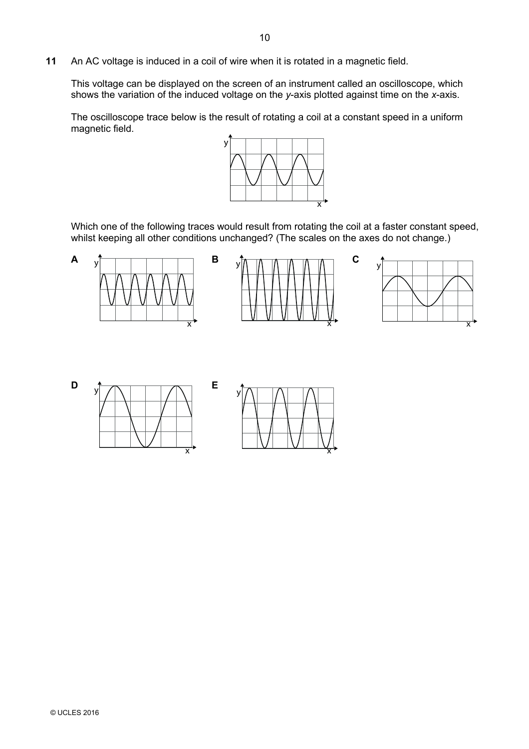**11** An AC voltage is induced in a coil of wire when it is rotated in a magnetic field.

This voltage can be displayed on the screen of an instrument called an oscilloscope, which shows the variation of the induced voltage on the *y*-axis plotted against time on the *x*-axis.

The oscilloscope trace below is the result of rotating a coil at a constant speed in a uniform magnetic field.

Which one of the following traces would result from rotating the coil at a faster constant speed, whilst keeping all other conditions unchanged? (The scales on the axes do not change.)

**A**

**B**

**C**

**D**

**E**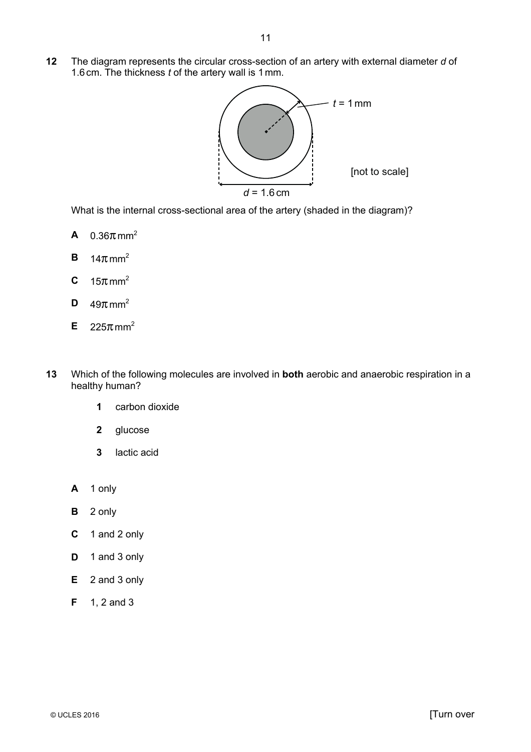**12** The diagram represents the circular cross-section of an artery with external diameter $d$ of 1.6 cm. The thickness $t$ of the artery wall is 1 mm.

$t$ = 1 mm

[not to scale]

$d$ = 1.6 cm

What is the internal cross-sectional area of the artery (shaded in the diagram)?

**A** $0.36\pi\,\text{mm}^2$

**B** $14\pi\,\text{mm}^2$

**C** $15\pi\,\text{mm}^2$

**D** $49\pi\,\text{mm}^2$

**E** $225\pi\,\text{mm}^2$

**13** Which of the following molecules are involved in **both** aerobic and anaerobic respiration in a healthy human?

**1** carbon dioxide

**2** glucose

**3** lactic acid

**A** 1 only

**B** 2 only

**C** 1 and 2 only

**D** 1 and 3 only

**E** 2 and 3 only

**F** 1, 2 and 3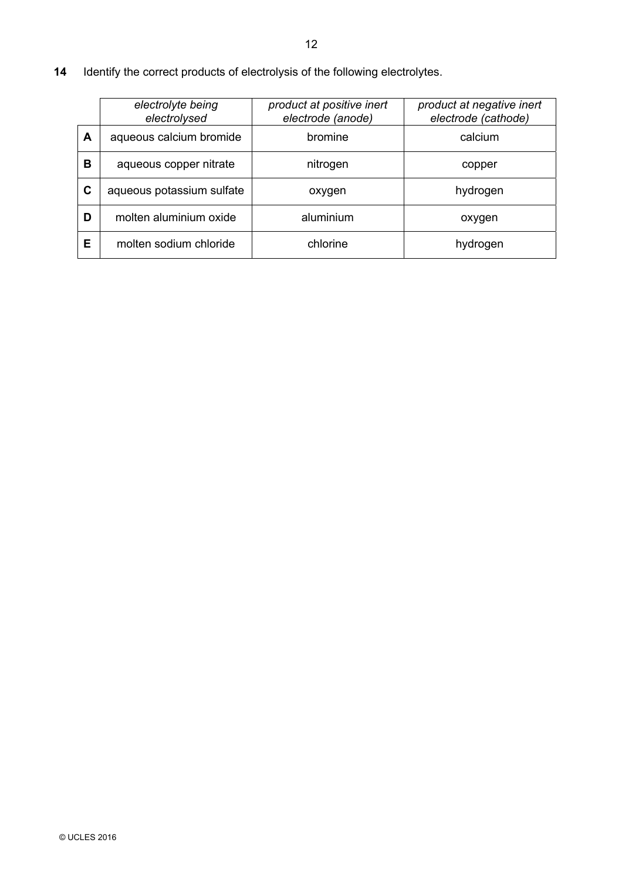**14** Identify the correct products of electrolysis of the following electrolytes.

| | *electrolyte being electrolysed* | *product at positive inert electrode (anode)* | *product at negative inert electrode (cathode)* |
|---|---|---|---|
| **A** | aqueous calcium bromide | bromine | calcium |
| **B** | aqueous copper nitrate | nitrogen | copper |
| **C** | aqueous potassium sulfate | oxygen | hydrogen |
| **D** | molten aluminium oxide | aluminium | oxygen |
| **E** | molten sodium chloride | chlorine | hydrogen |

© UCLES 2016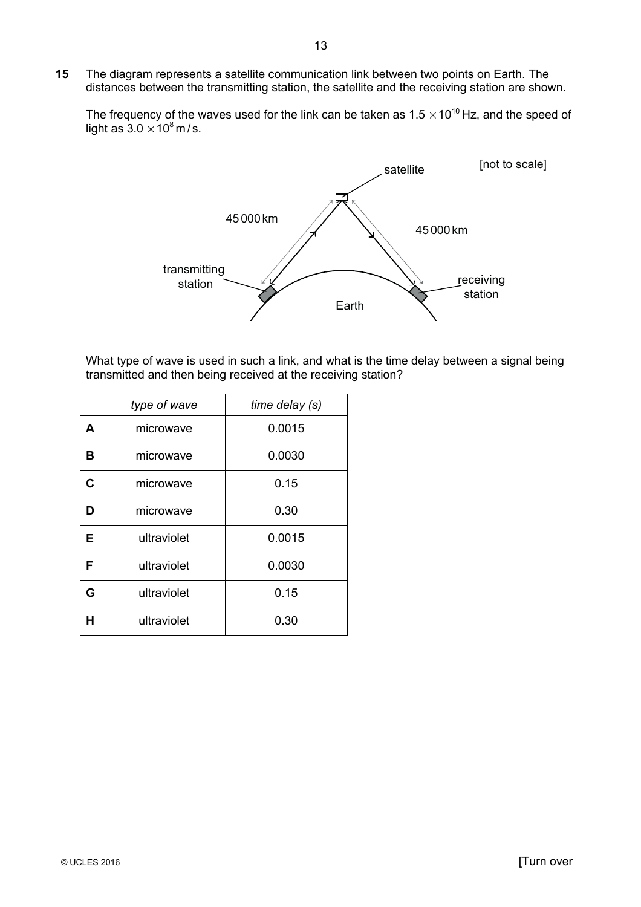**15** The diagram represents a satellite communication link between two points on Earth. The distances between the transmitting station, the satellite and the receiving station are shown.

The frequency of the waves used for the link can be taken as $1.5 \times 10^{10}$ Hz, and the speed of light as $3.0 \times 10^{8}$ m/s.

[not to scale]

satellite

45 000 km

45 000 km

transmitting station

receiving station

Earth

What type of wave is used in such a link, and what is the time delay between a signal being transmitted and then being received at the receiving station?

| | *type of wave* | *time delay (s)* |
|---|---|---|
| **A** | microwave | 0.0015 |
| **B** | microwave | 0.0030 |
| **C** | microwave | 0.15 |
| **D** | microwave | 0.30 |
| **E** | ultraviolet | 0.0015 |
| **F** | ultraviolet | 0.0030 |
| **G** | ultraviolet | 0.15 |
| **H** | ultraviolet | 0.30 |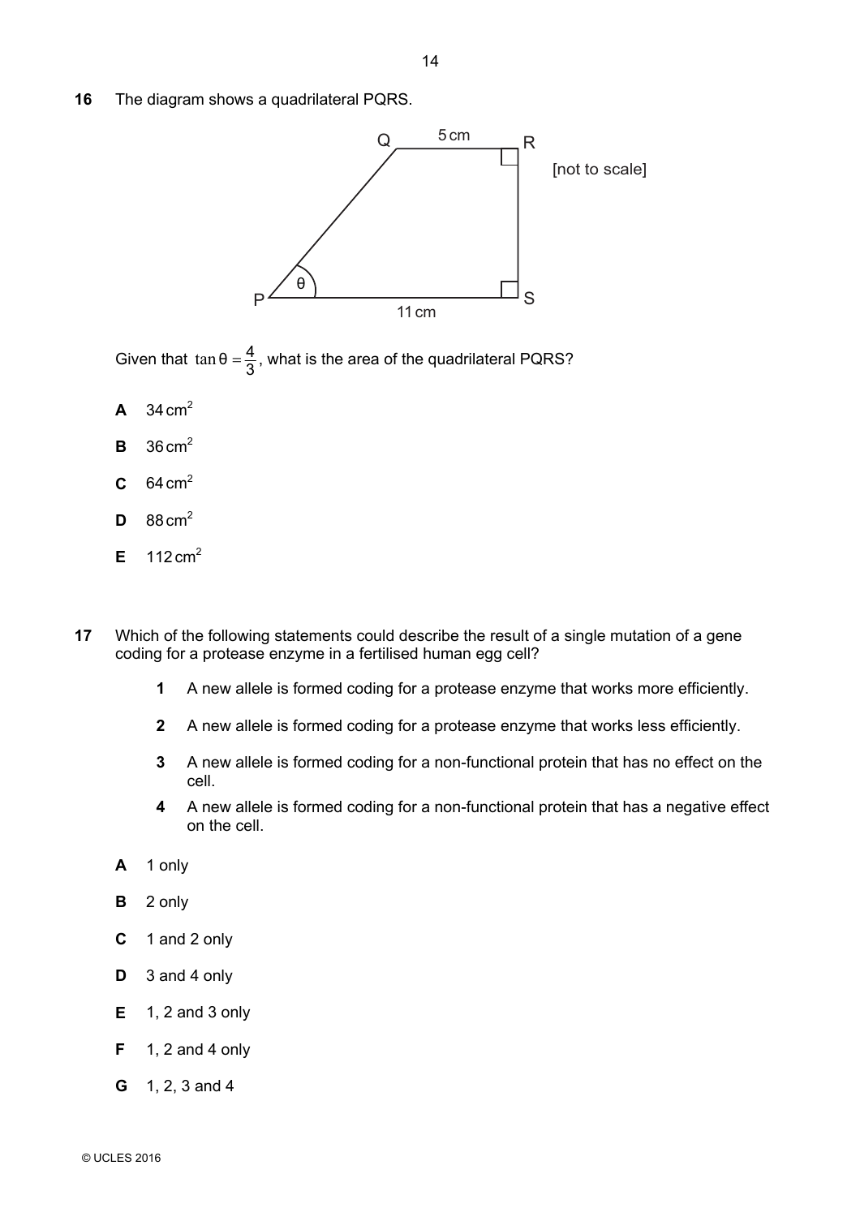**16** The diagram shows a quadrilateral PQRS.

Q 5 cm R

[not to scale]

θ

P 11 cm S

Given that $\tan\theta = \frac{4}{3}$, what is the area of the quadrilateral PQRS?

**A** $34\,\text{cm}^2$

**B** $36\,\text{cm}^2$

**C** $64\,\text{cm}^2$

**D** $88\,\text{cm}^2$

**E** $112\,\text{cm}^2$

**17** Which of the following statements could describe the result of a single mutation of a gene coding for a protease enzyme in a fertilised human egg cell?

**1** A new allele is formed coding for a protease enzyme that works more efficiently.

**2** A new allele is formed coding for a protease enzyme that works less efficiently.

**3** A new allele is formed coding for a non-functional protein that has no effect on the cell.

**4** A new allele is formed coding for a non-functional protein that has a negative effect on the cell.

**A** 1 only

**B** 2 only

**C** 1 and 2 only

**D** 3 and 4 only

**E** 1, 2 and 3 only

**F** 1, 2 and 4 only

**G** 1, 2, 3 and 4

© UCLES 2016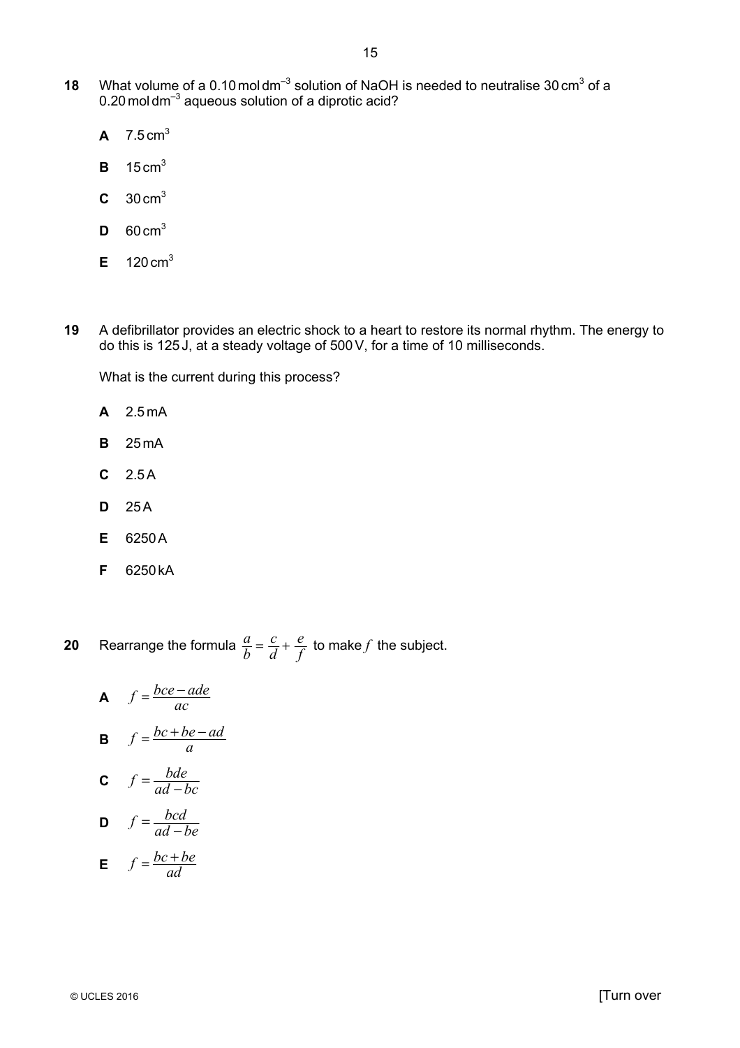**18** What volume of a 0.10 mol dm$^{-3}$ solution of NaOH is needed to neutralise 30 cm$^3$ of a 0.20 mol dm$^{-3}$ aqueous solution of a diprotic acid?

**A** 7.5 cm$^3$

**B** 15 cm$^3$

**C** 30 cm$^3$

**D** 60 cm$^3$

**E** 120 cm$^3$

**19** A defibrillator provides an electric shock to a heart to restore its normal rhythm. The energy to do this is 125 J, at a steady voltage of 500 V, for a time of 10 milliseconds.

What is the current during this process?

**A** 2.5 mA

**B** 25 mA

**C** 2.5 A

**D** 25 A

**E** 6250 A

**F** 6250 kA

**20** Rearrange the formula $\frac{a}{b} = \frac{c}{d} + \frac{e}{f}$ to make $f$ the subject.

**A** $f = \frac{bce - ade}{ac}$

**B** $f = \frac{bc + be - ad}{a}$

**C** $f = \frac{bde}{ad - bc}$

**D** $f = \frac{bcd}{ad - be}$

**E** $f = \frac{bc + be}{ad}$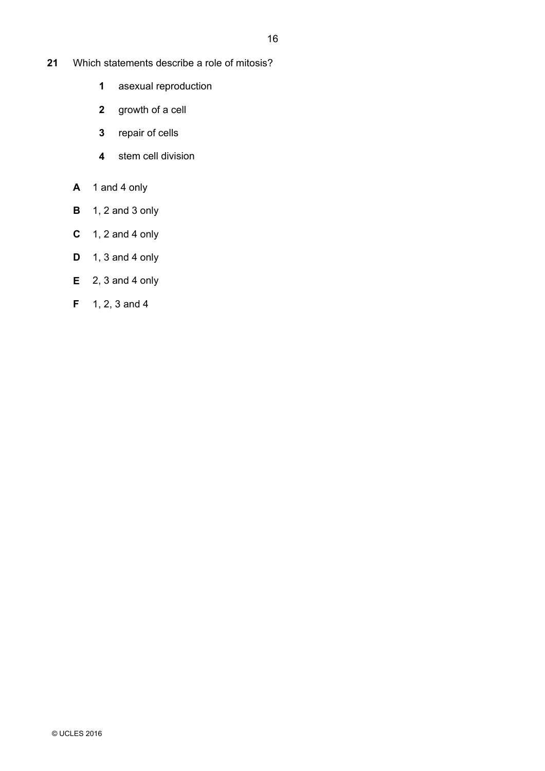**21** Which statements describe a role of mitosis?

**1** asexual reproduction

**2** growth of a cell

**3** repair of cells

**4** stem cell division

**A** 1 and 4 only

**B** 1, 2 and 3 only

**C** 1, 2 and 4 only

**D** 1, 3 and 4 only

**E** 2, 3 and 4 only

**F** 1, 2, 3 and 4

© UCLES 2016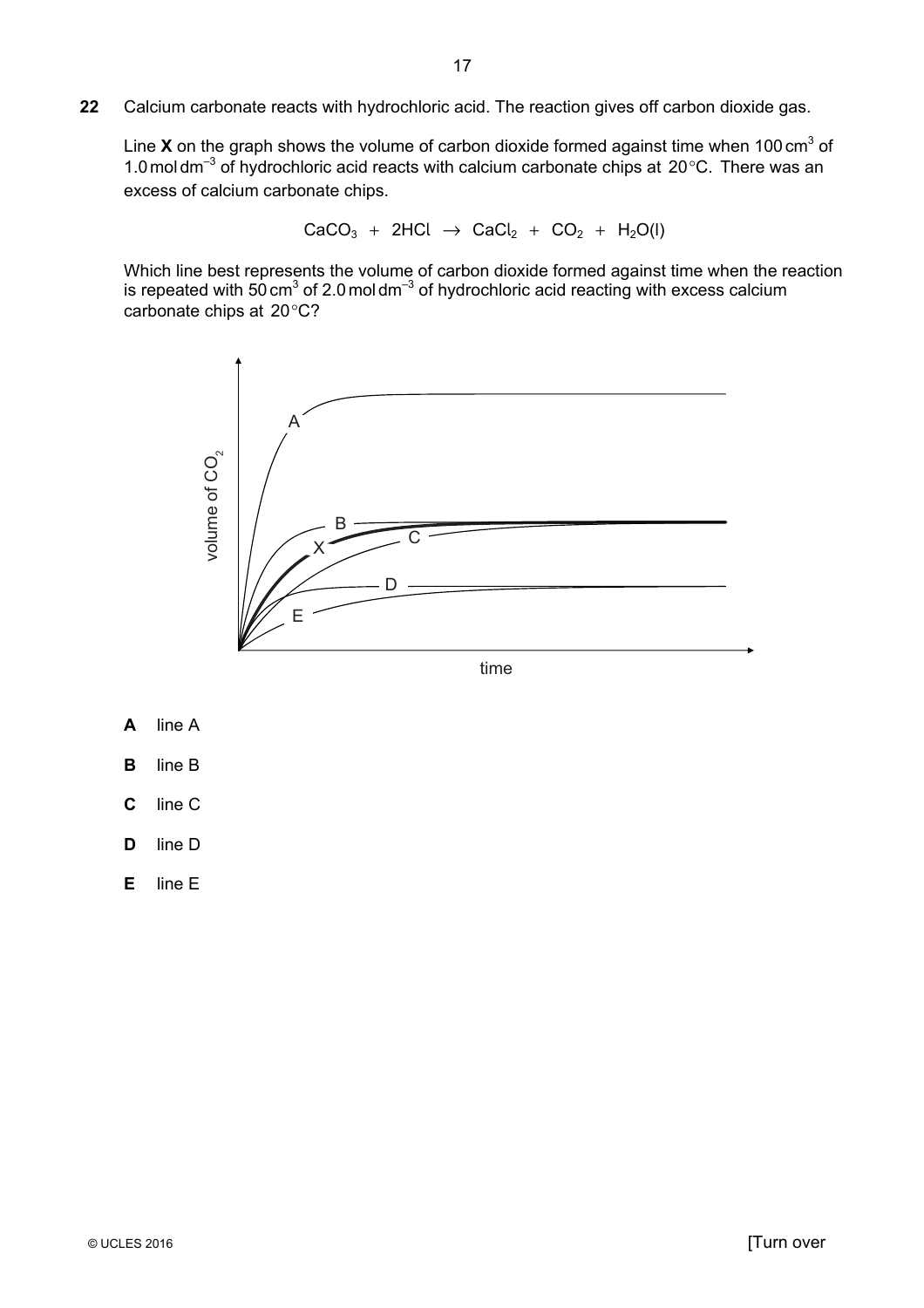**22** Calcium carbonate reacts with hydrochloric acid. The reaction gives off carbon dioxide gas.

Line **X** on the graph shows the volume of carbon dioxide formed against time when 100 $cm^3$ of 1.0 $mol\,dm^{-3}$ of hydrochloric acid reacts with calcium carbonate chips at 20 °C. There was an excess of calcium carbonate chips.

$$CaCO_3 + 2HCl \rightarrow CaCl_2 + CO_2 + H_2O(l)$$

Which line best represents the volume of carbon dioxide formed against time when the reaction is repeated with 50 $cm^3$ of 2.0 $mol\,dm^{-3}$ of hydrochloric acid reacting with excess calcium carbonate chips at 20 °C?

**A** line A

**B** line B

**C** line C

**D** line D

**E** line E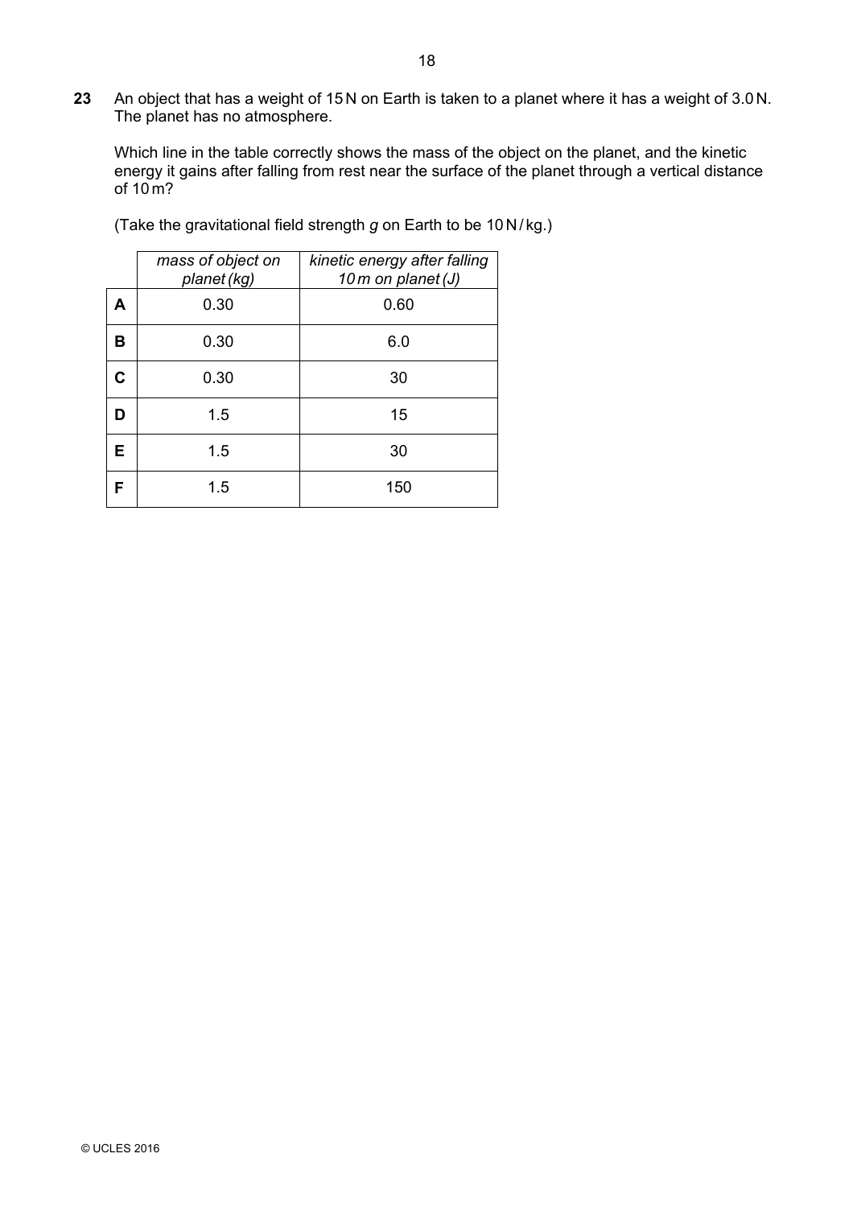**23** An object that has a weight of 15 N on Earth is taken to a planet where it has a weight of 3.0 N. The planet has no atmosphere.

Which line in the table correctly shows the mass of the object on the planet, and the kinetic energy it gains after falling from rest near the surface of the planet through a vertical distance of 10 m?

(Take the gravitational field strength $g$ on Earth to be 10 N / kg.)

| | *mass of object on planet (kg)* | *kinetic energy after falling 10 m on planet (J)* |
|---|---|---|
| **A** | 0.30 | 0.60 |
| **B** | 0.30 | 6.0 |
| **C** | 0.30 | 30 |
| **D** | 1.5 | 15 |
| **E** | 1.5 | 30 |
| **F** | 1.5 | 150 |

© UCLES 2016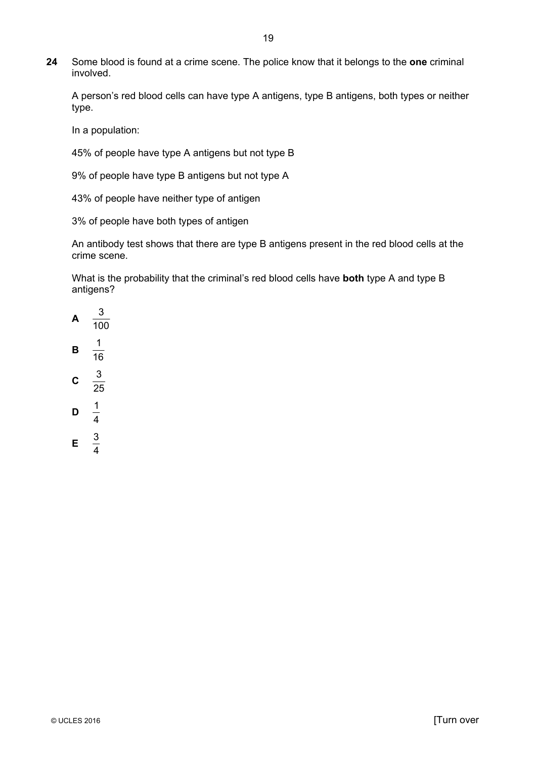**24** Some blood is found at a crime scene. The police know that it belongs to the **one** criminal involved.

A person's red blood cells can have type A antigens, type B antigens, both types or neither type.

In a population:

45% of people have type A antigens but not type B

9% of people have type B antigens but not type A

43% of people have neither type of antigen

3% of people have both types of antigen

An antibody test shows that there are type B antigens present in the red blood cells at the crime scene.

What is the probability that the criminal's red blood cells have **both** type A and type B antigens?

**A** $\frac{3}{100}$

**B** $\frac{1}{16}$

**C** $\frac{3}{25}$

**D** $\frac{1}{4}$

**E** $\frac{3}{4}$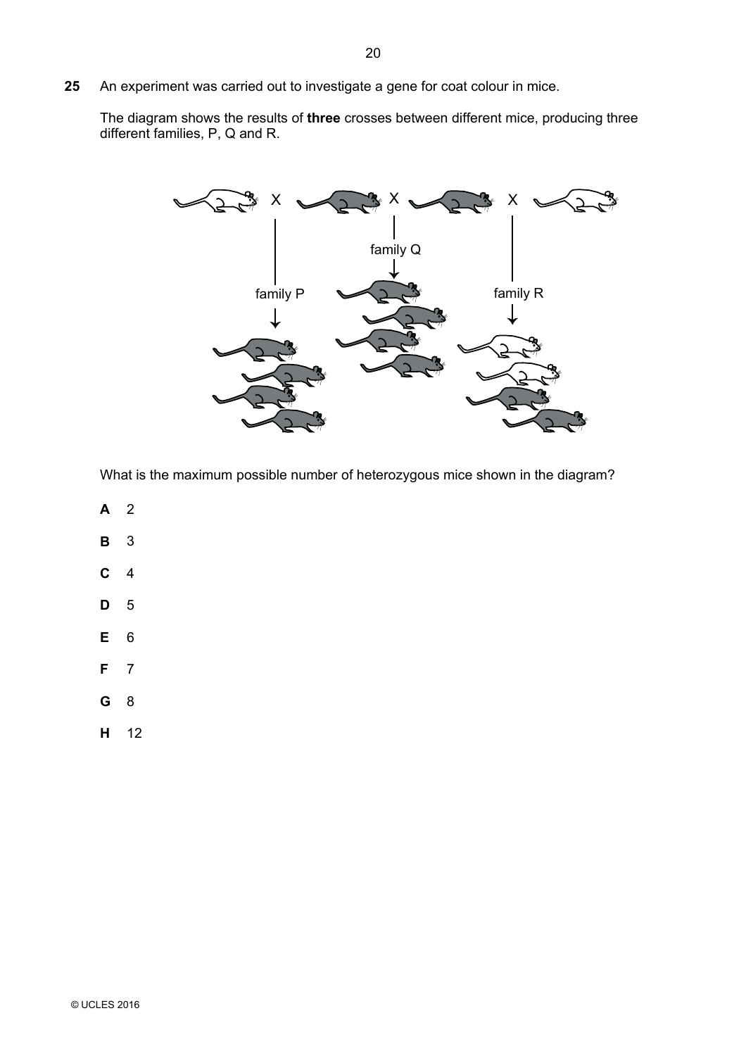**25** An experiment was carried out to investigate a gene for coat colour in mice.

The diagram shows the results of **three** crosses between different mice, producing three different families, P, Q and R.

What is the maximum possible number of heterozygous mice shown in the diagram?

**A** 2

**B** 3

**C** 4

**D** 5

**E** 6

**F** 7

**G** 8

**H** 12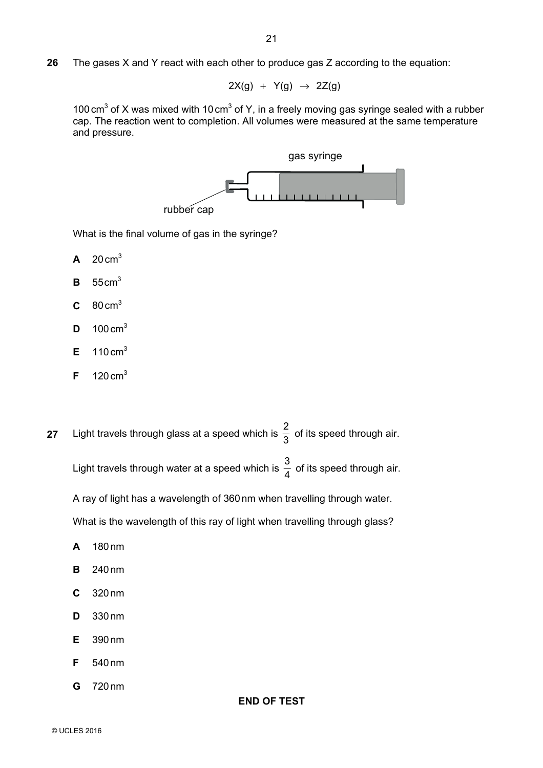**26** The gases X and Y react with each other to produce gas Z according to the equation:

$$2X(g) + Y(g) \rightarrow 2Z(g)$$

100 $cm^3$ of X was mixed with 10 $cm^3$ of Y, in a freely moving gas syringe sealed with a rubber cap. The reaction went to completion. All volumes were measured at the same temperature and pressure.

gas syringe

rubber cap

What is the final volume of gas in the syringe?

**A** 20 $cm^3$

**B** 55 $cm^3$

**C** 80 $cm^3$

**D** 100 $cm^3$

**E** 110 $cm^3$

**F** 120 $cm^3$

**27** Light travels through glass at a speed which is $\frac{2}{3}$ of its speed through air.

Light travels through water at a speed which is $\frac{3}{4}$ of its speed through air.

A ray of light has a wavelength of 360 nm when travelling through water.

What is the wavelength of this ray of light when travelling through glass?

**A** 180 nm

**B** 240 nm

**C** 320 nm

**D** 330 nm

**E** 390 nm

**F** 540 nm

**G** 720 nm

**END OF TEST**

© UCLES 2016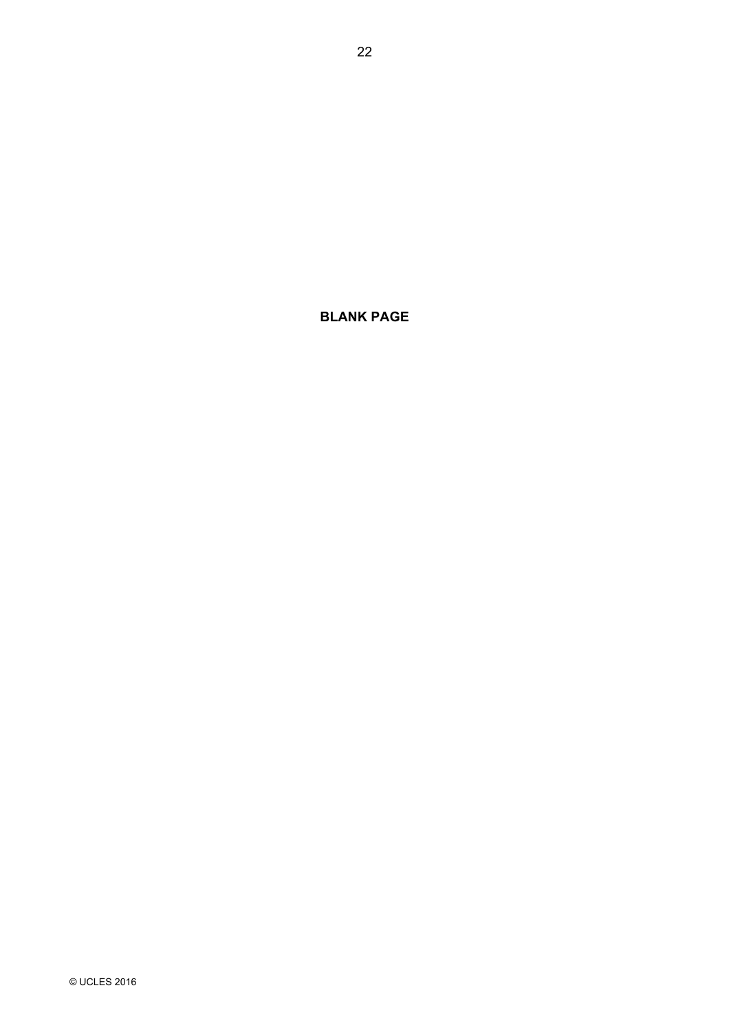**BLANK PAGE**

© UCLES 2016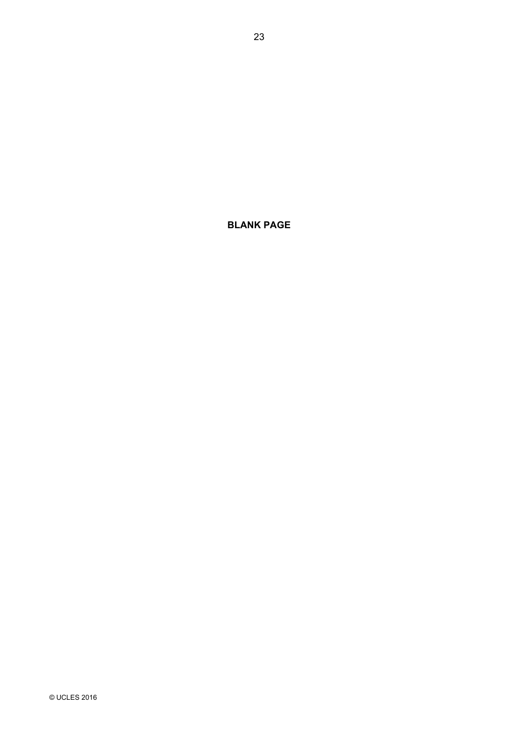**BLANK PAGE**

© UCLES 2016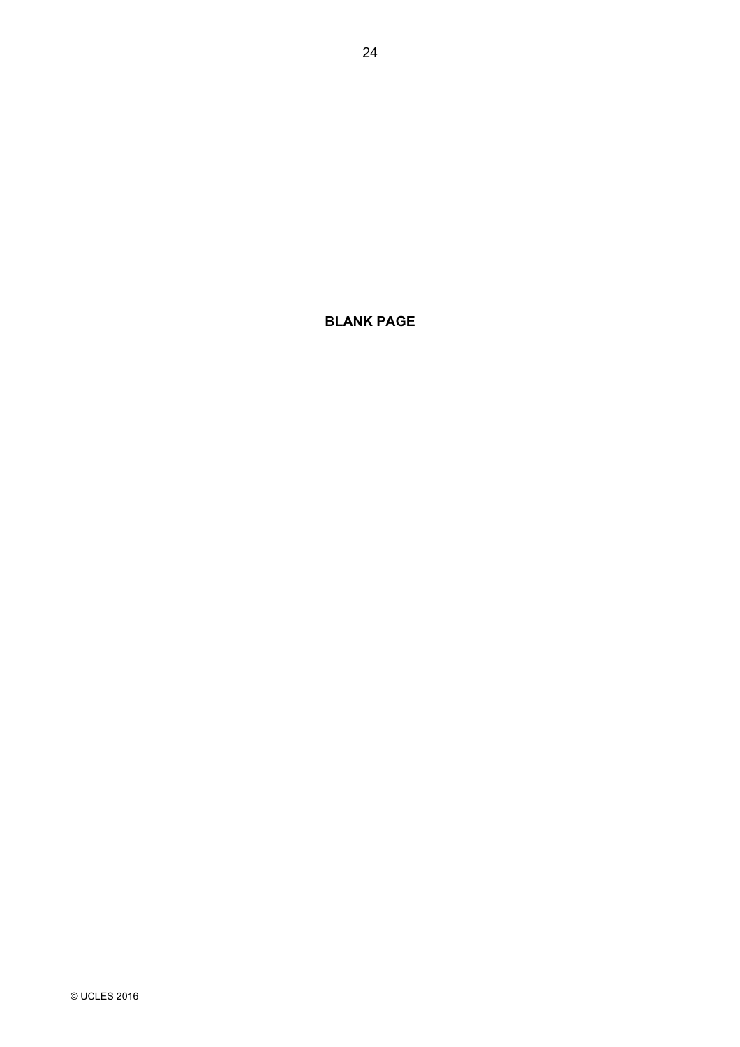**BLANK PAGE**

© UCLES 2016